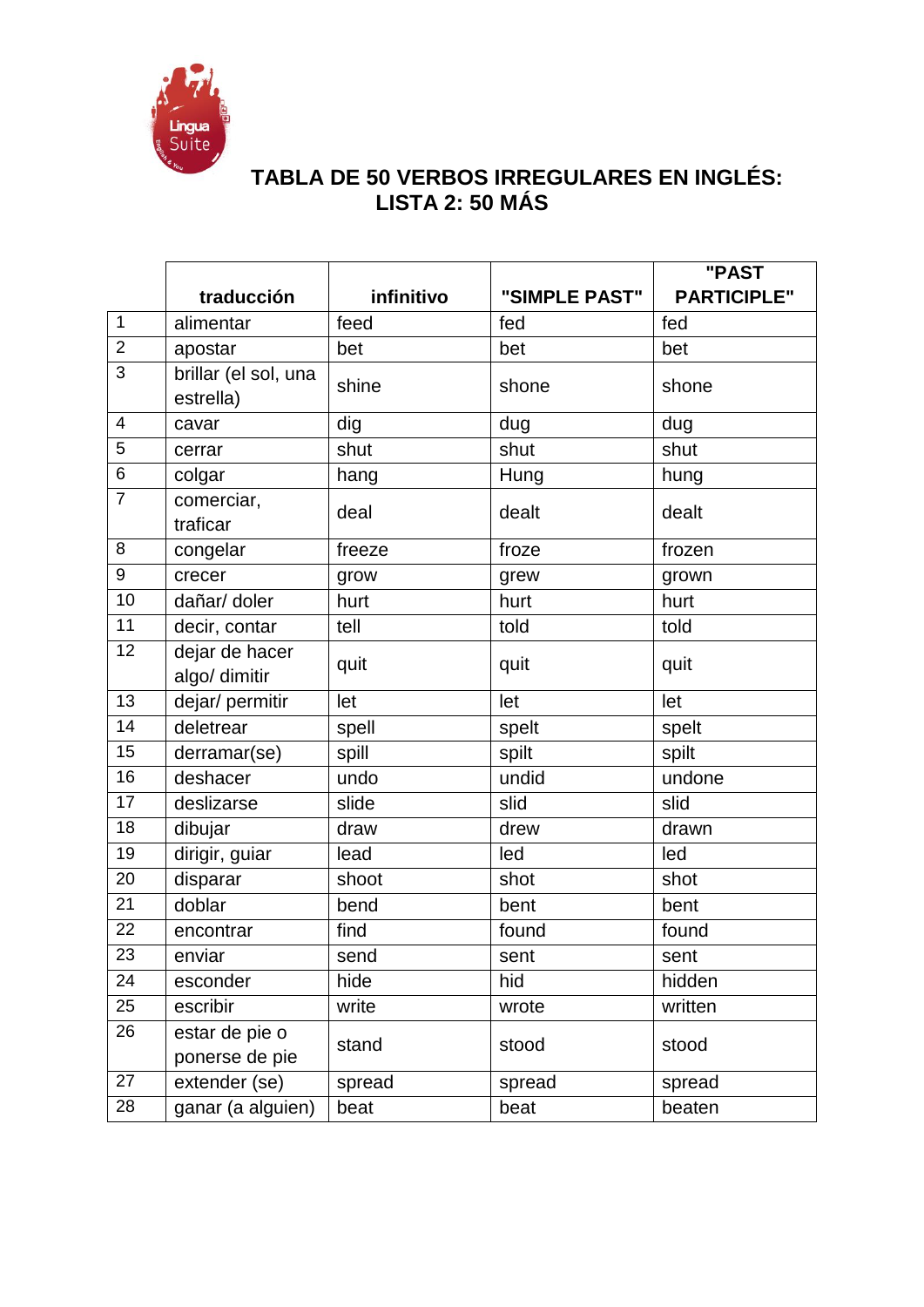# TABLA DE 50 VERBOS IRREGULARES EN INGLÉS: LISTA 2: 50 MÁS

| | traducción | infinitivo | "SIMPLE PAST" | "PAST PARTICIPLE" |
|---|---|---|---|---|
| 1 | alimentar | feed | fed | fed |
| 2 | apostar | bet | bet | bet |
| 3 | brillar (el sol, una estrella) | shine | shone | shone |
| 4 | cavar | dig | dug | dug |
| 5 | cerrar | shut | shut | shut |
| 6 | colgar | hang | Hung | hung |
| 7 | comerciar, traficar | deal | dealt | dealt |
| 8 | congelar | freeze | froze | frozen |
| 9 | crecer | grow | grew | grown |
| 10 | dañar/ doler | hurt | hurt | hurt |
| 11 | decir, contar | tell | told | told |
| 12 | dejar de hacer algo/ dimitir | quit | quit | quit |
| 13 | dejar/ permitir | let | let | let |
| 14 | deletrear | spell | spelt | spelt |
| 15 | derramar(se) | spill | spilt | spilt |
| 16 | deshacer | undo | undid | undone |
| 17 | deslizarse | slide | slid | slid |
| 18 | dibujar | draw | drew | drawn |
| 19 | dirigir, guiar | lead | led | led |
| 20 | disparar | shoot | shot | shot |
| 21 | doblar | bend | bent | bent |
| 22 | encontrar | find | found | found |
| 23 | enviar | send | sent | sent |
| 24 | esconder | hide | hid | hidden |
| 25 | escribir | write | wrote | written |
| 26 | estar de pie o ponerse de pie | stand | stood | stood |
| 27 | extender (se) | spread | spread | spread |
| 28 | ganar (a alguien) | beat | beat | beaten |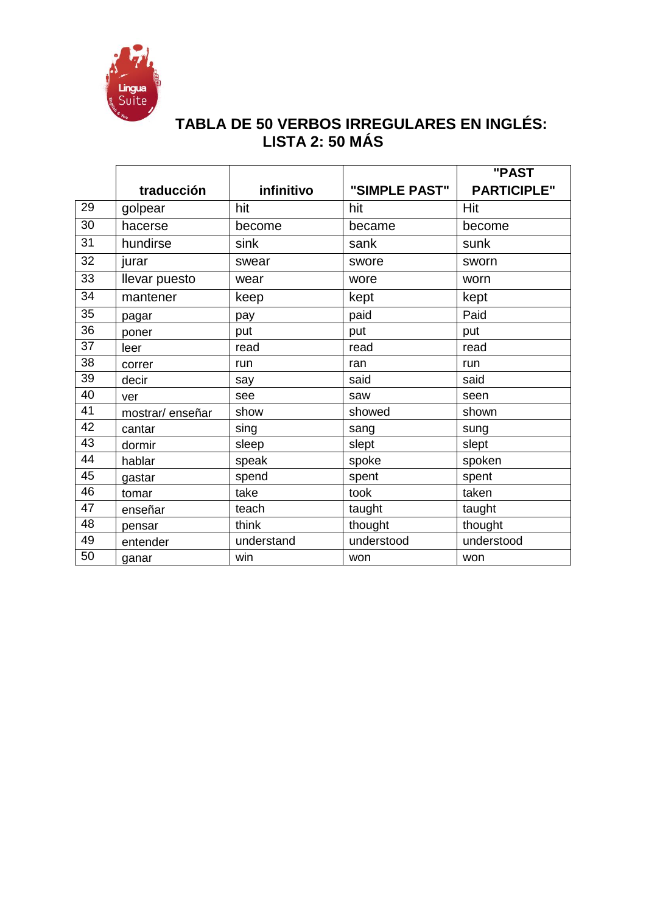# TABLA DE 50 VERBOS IRREGULARES EN INGLÉS: LISTA 2: 50 MÁS

| | traducción | infinitivo | "SIMPLE PAST" | "PAST PARTICIPLE" |
|---|---|---|---|---|
| 29 | golpear | hit | hit | Hit |
| 30 | hacerse | become | became | become |
| 31 | hundirse | sink | sank | sunk |
| 32 | jurar | swear | swore | sworn |
| 33 | llevar puesto | wear | wore | worn |
| 34 | mantener | keep | kept | kept |
| 35 | pagar | pay | paid | Paid |
| 36 | poner | put | put | put |
| 37 | leer | read | read | read |
| 38 | correr | run | ran | run |
| 39 | decir | say | said | said |
| 40 | ver | see | saw | seen |
| 41 | mostrar/ enseñar | show | showed | shown |
| 42 | cantar | sing | sang | sung |
| 43 | dormir | sleep | slept | slept |
| 44 | hablar | speak | spoke | spoken |
| 45 | gastar | spend | spent | spent |
| 46 | tomar | take | took | taken |
| 47 | enseñar | teach | taught | taught |
| 48 | pensar | think | thought | thought |
| 49 | entender | understand | understood | understood |
| 50 | ganar | win | won | won |